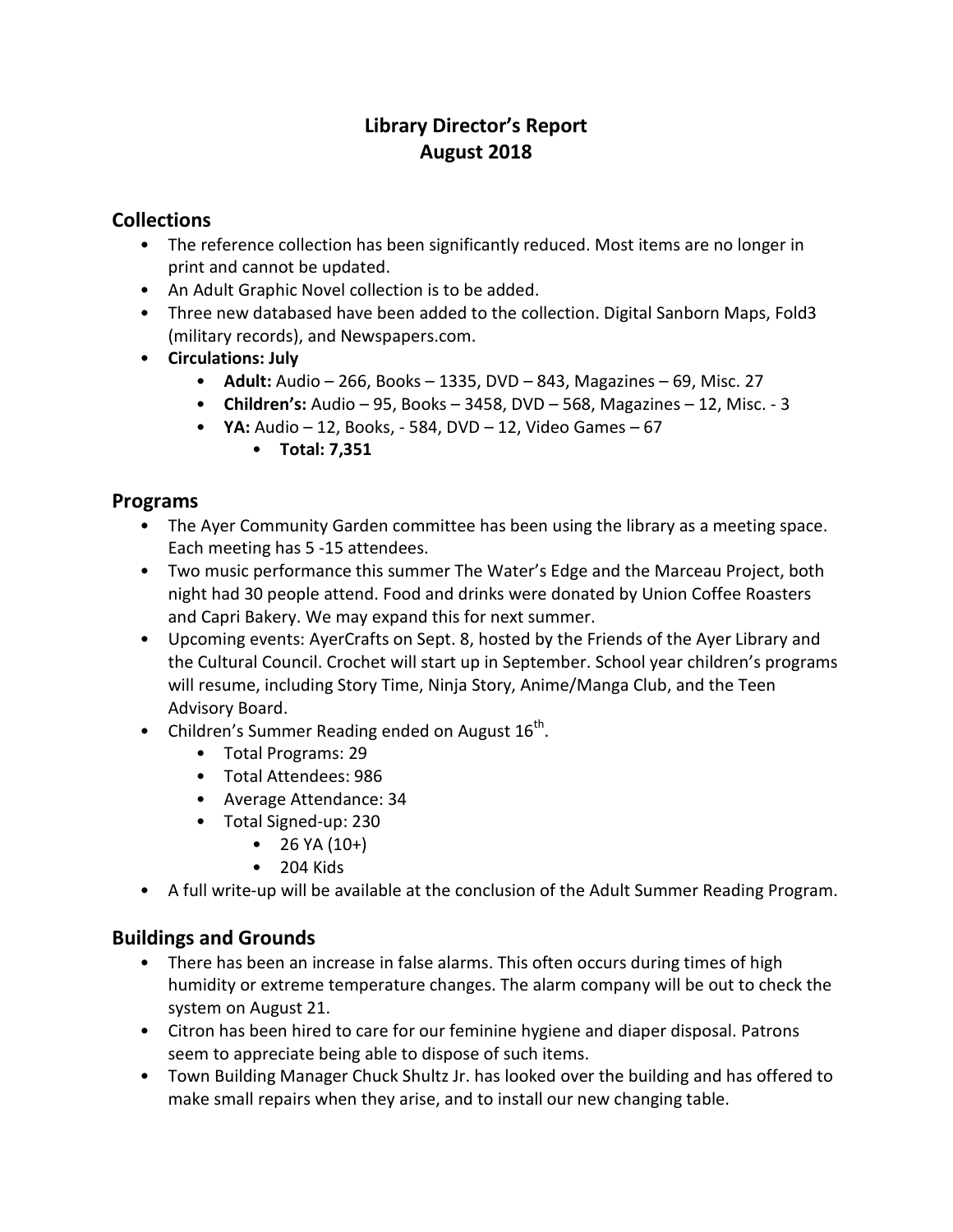# Library Director's Report
# August 2018

## Collections

- The reference collection has been significantly reduced. Most items are no longer in print and cannot be updated.
- An Adult Graphic Novel collection is to be added.
- Three new databased have been added to the collection. Digital Sanborn Maps, Fold3 (military records), and Newspapers.com.
- **Circulations: July**
    - **Adult:** Audio – 266, Books – 1335, DVD – 843, Magazines – 69, Misc. 27
    - **Children's:** Audio – 95, Books – 3458, DVD – 568, Magazines – 12, Misc. - 3
    - **YA:** Audio – 12, Books, - 584, DVD – 12, Video Games – 67
        - **Total: 7,351**

## Programs

- The Ayer Community Garden committee has been using the library as a meeting space. Each meeting has 5 -15 attendees.
- Two music performance this summer The Water's Edge and the Marceau Project, both night had 30 people attend. Food and drinks were donated by Union Coffee Roasters and Capri Bakery. We may expand this for next summer.
- Upcoming events: AyerCrafts on Sept. 8, hosted by the Friends of the Ayer Library and the Cultural Council. Crochet will start up in September. School year children's programs will resume, including Story Time, Ninja Story, Anime/Manga Club, and the Teen Advisory Board.
- Children's Summer Reading ended on August 16th.
    - Total Programs: 29
    - Total Attendees: 986
    - Average Attendance: 34
    - Total Signed-up: 230
        - 26 YA (10+)
        - 204 Kids
- A full write-up will be available at the conclusion of the Adult Summer Reading Program.

## Buildings and Grounds

- There has been an increase in false alarms. This often occurs during times of high humidity or extreme temperature changes. The alarm company will be out to check the system on August 21.
- Citron has been hired to care for our feminine hygiene and diaper disposal. Patrons seem to appreciate being able to dispose of such items.
- Town Building Manager Chuck Shultz Jr. has looked over the building and has offered to make small repairs when they arise, and to install our new changing table.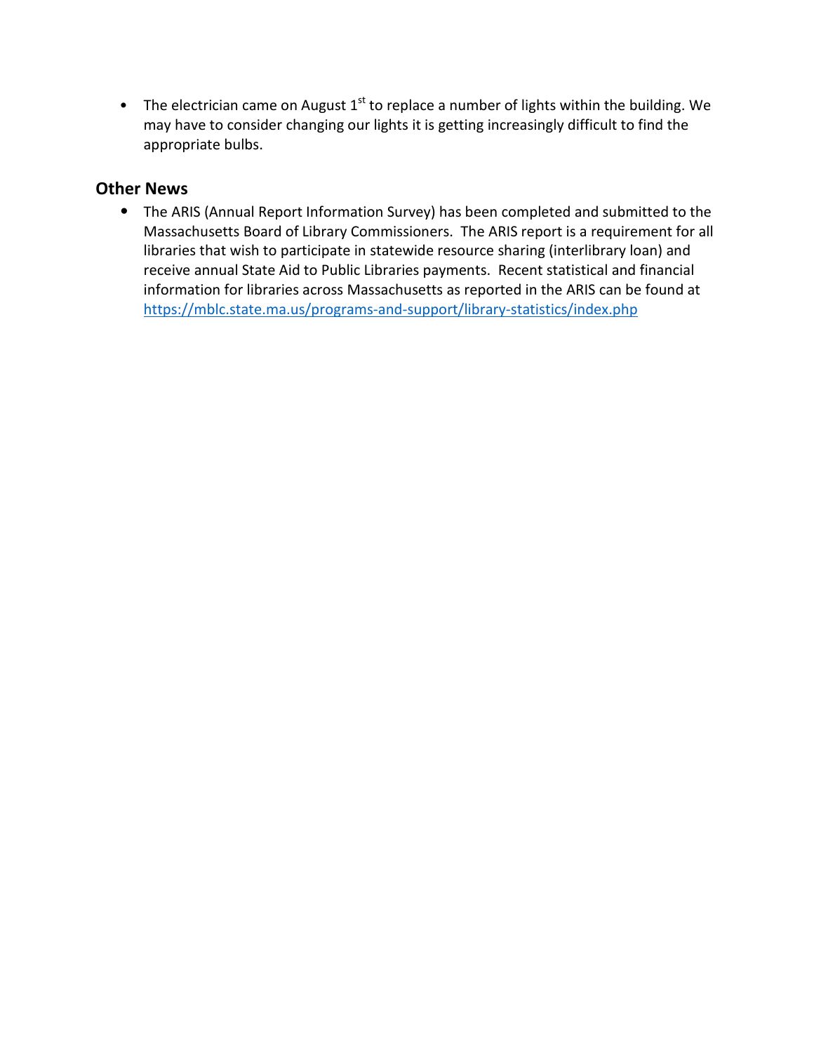- The electrician came on August 1st to replace a number of lights within the building. We may have to consider changing our lights it is getting increasingly difficult to find the appropriate bulbs.

## Other News

- The ARIS (Annual Report Information Survey) has been completed and submitted to the Massachusetts Board of Library Commissioners. The ARIS report is a requirement for all libraries that wish to participate in statewide resource sharing (interlibrary loan) and receive annual State Aid to Public Libraries payments. Recent statistical and financial information for libraries across Massachusetts as reported in the ARIS can be found at https://mblc.state.ma.us/programs-and-support/library-statistics/index.php